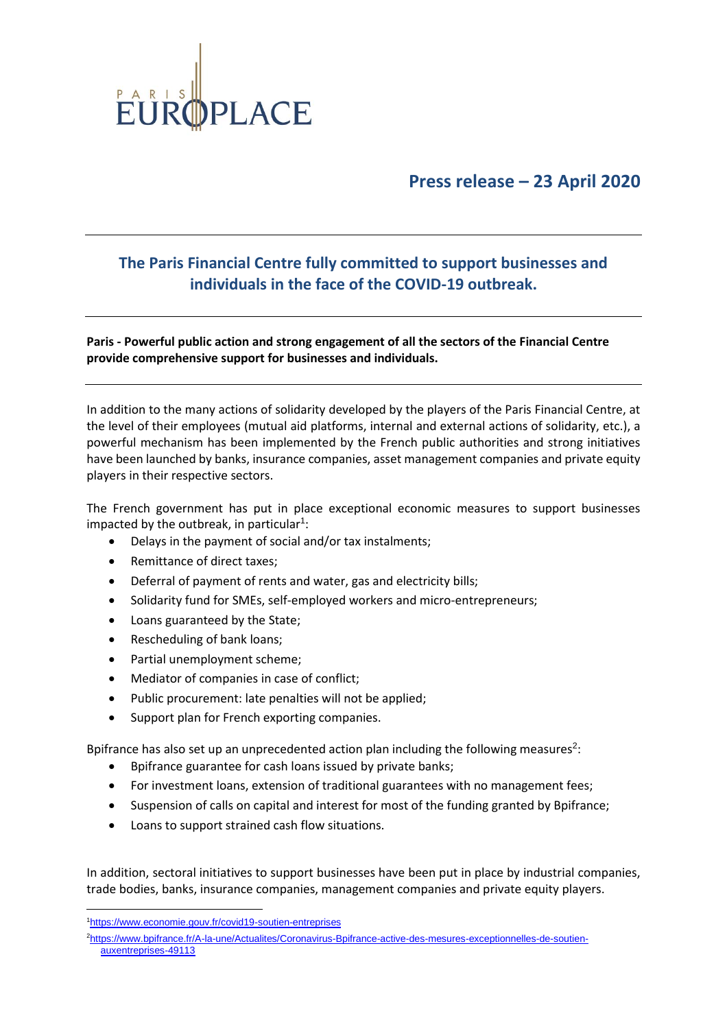PARIS EUROPLACE

# Press release – 23 April 2020

## The Paris Financial Centre fully committed to support businesses and individuals in the face of the COVID-19 outbreak.

**Paris - Powerful public action and strong engagement of all the sectors of the Financial Centre provide comprehensive support for businesses and individuals.**

In addition to the many actions of solidarity developed by the players of the Paris Financial Centre, at the level of their employees (mutual aid platforms, internal and external actions of solidarity, etc.), a powerful mechanism has been implemented by the French public authorities and strong initiatives have been launched by banks, insurance companies, asset management companies and private equity players in their respective sectors.

The French government has put in place exceptional economic measures to support businesses impacted by the outbreak, in particular[1]:

- Delays in the payment of social and/or tax instalments;
- Remittance of direct taxes;
- Deferral of payment of rents and water, gas and electricity bills;
- Solidarity fund for SMEs, self-employed workers and micro-entrepreneurs;
- Loans guaranteed by the State;
- Rescheduling of bank loans;
- Partial unemployment scheme;
- Mediator of companies in case of conflict;
- Public procurement: late penalties will not be applied;
- Support plan for French exporting companies.

Bpifrance has also set up an unprecedented action plan including the following measures[2]:

- Bpifrance guarantee for cash loans issued by private banks;
- For investment loans, extension of traditional guarantees with no management fees;
- Suspension of calls on capital and interest for most of the funding granted by Bpifrance;
- Loans to support strained cash flow situations.

In addition, sectoral initiatives to support businesses have been put in place by industrial companies, trade bodies, banks, insurance companies, management companies and private equity players.

---

[1] https://www.economie.gouv.fr/covid19-soutien-entreprises

[2] https://www.bpifrance.fr/A-la-une/Actualites/Coronavirus-Bpifrance-active-des-mesures-exceptionnelles-de-soutien-auxentreprises-49113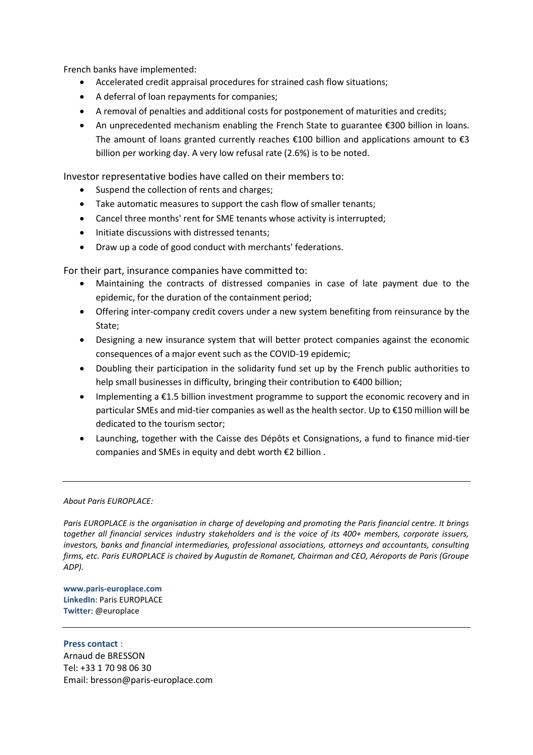French banks have implemented:

- Accelerated credit appraisal procedures for strained cash flow situations;
- A deferral of loan repayments for companies;
- A removal of penalties and additional costs for postponement of maturities and credits;
- An unprecedented mechanism enabling the French State to guarantee €300 billion in loans. The amount of loans granted currently reaches €100 billion and applications amount to €3 billion per working day. A very low refusal rate (2.6%) is to be noted.

Investor representative bodies have called on their members to:

- Suspend the collection of rents and charges;
- Take automatic measures to support the cash flow of smaller tenants;
- Cancel three months' rent for SME tenants whose activity is interrupted;
- Initiate discussions with distressed tenants;
- Draw up a code of good conduct with merchants' federations.

For their part, insurance companies have committed to:

- Maintaining the contracts of distressed companies in case of late payment due to the epidemic, for the duration of the containment period;
- Offering inter-company credit covers under a new system benefiting from reinsurance by the State;
- Designing a new insurance system that will better protect companies against the economic consequences of a major event such as the COVID-19 epidemic;
- Doubling their participation in the solidarity fund set up by the French public authorities to help small businesses in difficulty, bringing their contribution to €400 billion;
- Implementing a €1.5 billion investment programme to support the economic recovery and in particular SMEs and mid-tier companies as well as the health sector. Up to €150 million will be dedicated to the tourism sector;
- Launching, together with the Caisse des Dépôts et Consignations, a fund to finance mid-tier companies and SMEs in equity and debt worth €2 billion .

---

*About Paris EUROPLACE:*

*Paris EUROPLACE is the organisation in charge of developing and promoting the Paris financial centre. It brings together all financial services industry stakeholders and is the voice of its 400+ members, corporate issuers, investors, banks and financial intermediaries, professional associations, attorneys and accountants, consulting firms, etc. Paris EUROPLACE is chaired by Augustin de Romanet, Chairman and CEO, Aéroports de Paris (Groupe ADP).*

**www.paris-europlace.com**
**LinkedIn**: Paris EUROPLACE
**Twitter**: @europlace

---

**Press contact** :
Arnaud de BRESSON
Tel: +33 1 70 98 06 30
Email: bresson@paris-europlace.com